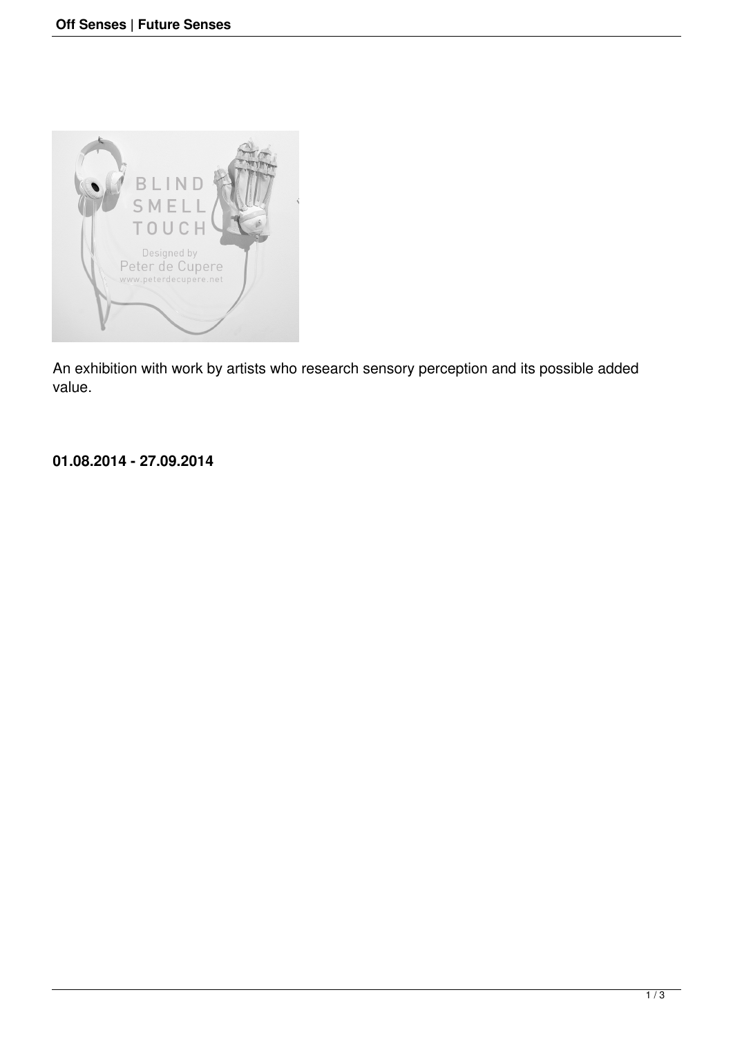An exhibition with work by artists who research sensory perception and its possible added value.

**01.08.2014 - 27.09.2014**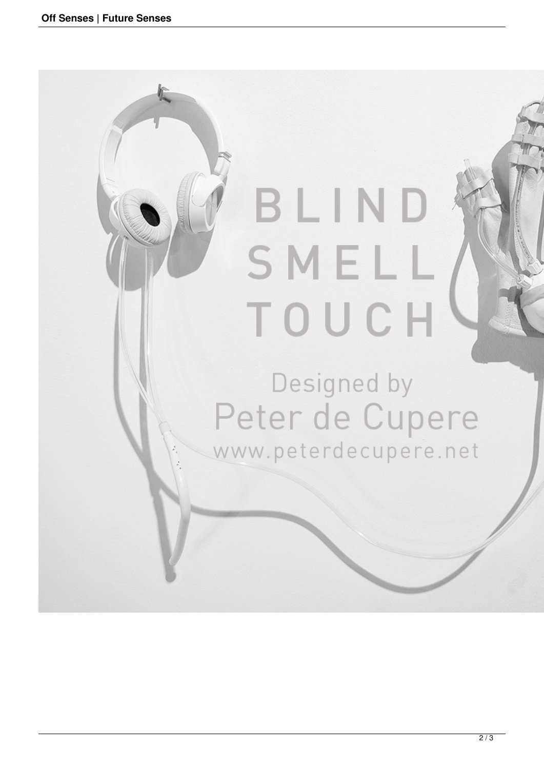BLIND
SMELL
TOUCH

Designed by
Peter de Cupere
www.peterdecupere.net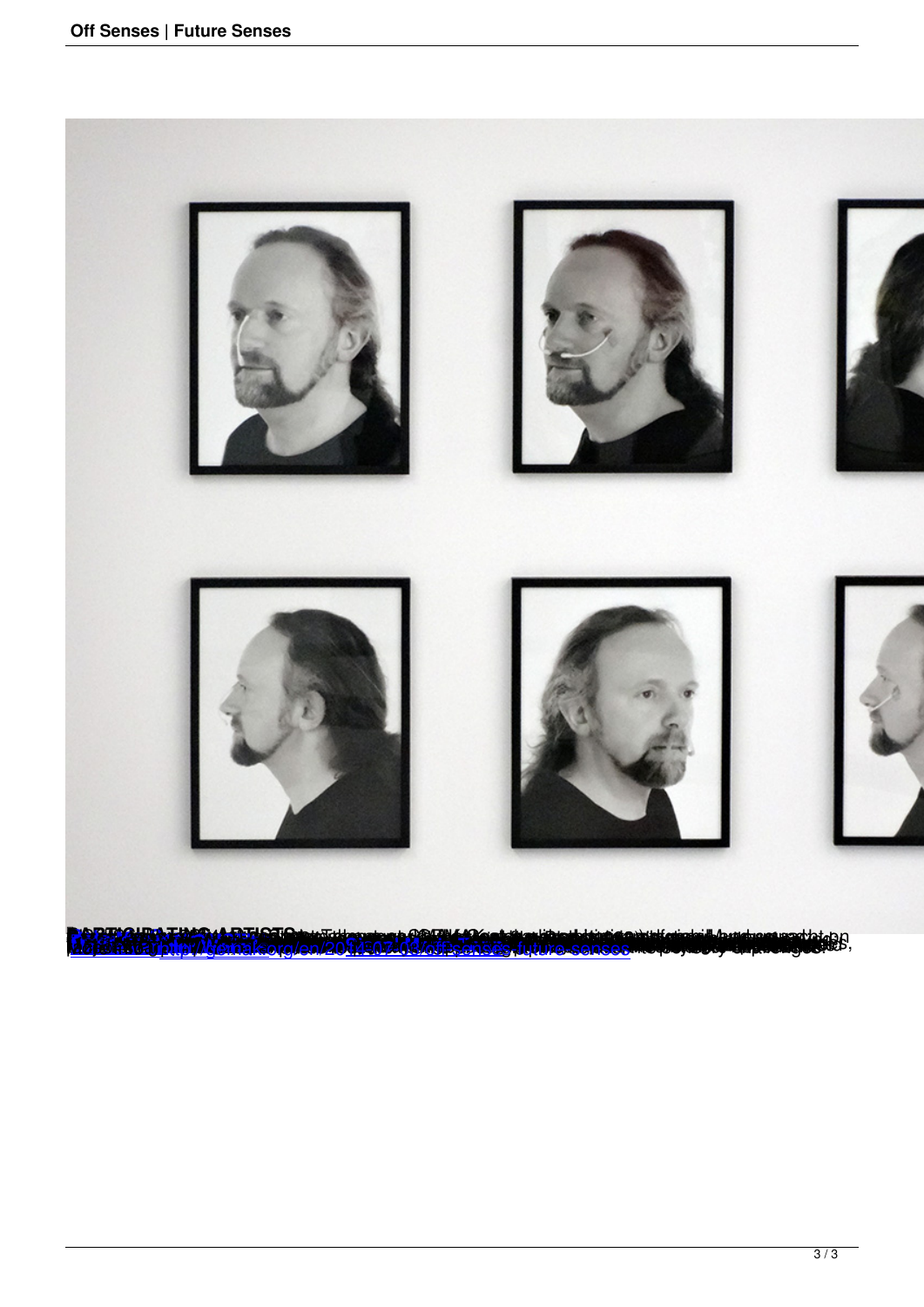PARTICIPATING ARTISTS

http://gamak.org/en/2014-07-08/off-senses-future-senses